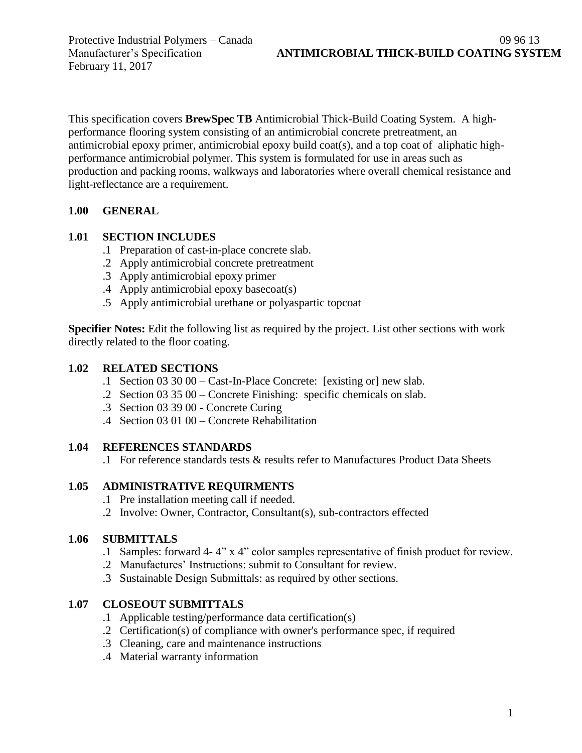Protective Industrial Polymers – Canada
Manufacturer's Specification
February 11, 2017

09 96 13
**ANTIMICROBIAL THICK-BUILD COATING SYSTEM**

This specification covers **BrewSpec TB** Antimicrobial Thick-Build Coating System. A high-performance flooring system consisting of an antimicrobial concrete pretreatment, an antimicrobial epoxy primer, antimicrobial epoxy build coat(s), and a top coat of aliphatic high-performance antimicrobial polymer. This system is formulated for use in areas such as production and packing rooms, walkways and laboratories where overall chemical resistance and light-reflectance are a requirement.

## 1.00 GENERAL

### 1.01 SECTION INCLUDES

.1 Preparation of cast-in-place concrete slab.
.2 Apply antimicrobial concrete pretreatment
.3 Apply antimicrobial epoxy primer
.4 Apply antimicrobial epoxy basecoat(s)
.5 Apply antimicrobial urethane or polyaspartic topcoat

**Specifier Notes:** Edit the following list as required by the project. List other sections with work directly related to the floor coating.

### 1.02 RELATED SECTIONS

.1 Section 03 30 00 – Cast-In-Place Concrete: [existing or] new slab.
.2 Section 03 35 00 – Concrete Finishing: specific chemicals on slab.
.3 Section 03 39 00 - Concrete Curing
.4 Section 03 01 00 – Concrete Rehabilitation

### 1.04 REFERENCES STANDARDS

.1 For reference standards tests & results refer to Manufactures Product Data Sheets

### 1.05 ADMINISTRATIVE REQUIRMENTS

.1 Pre installation meeting call if needed.
.2 Involve: Owner, Contractor, Consultant(s), sub-contractors effected

### 1.06 SUBMITTALS

.1 Samples: forward 4- 4" x 4" color samples representative of finish product for review.
.2 Manufactures' Instructions: submit to Consultant for review.
.3 Sustainable Design Submittals: as required by other sections.

### 1.07 CLOSEOUT SUBMITTALS

.1 Applicable testing/performance data certification(s)
.2 Certification(s) of compliance with owner's performance spec, if required
.3 Cleaning, care and maintenance instructions
.4 Material warranty information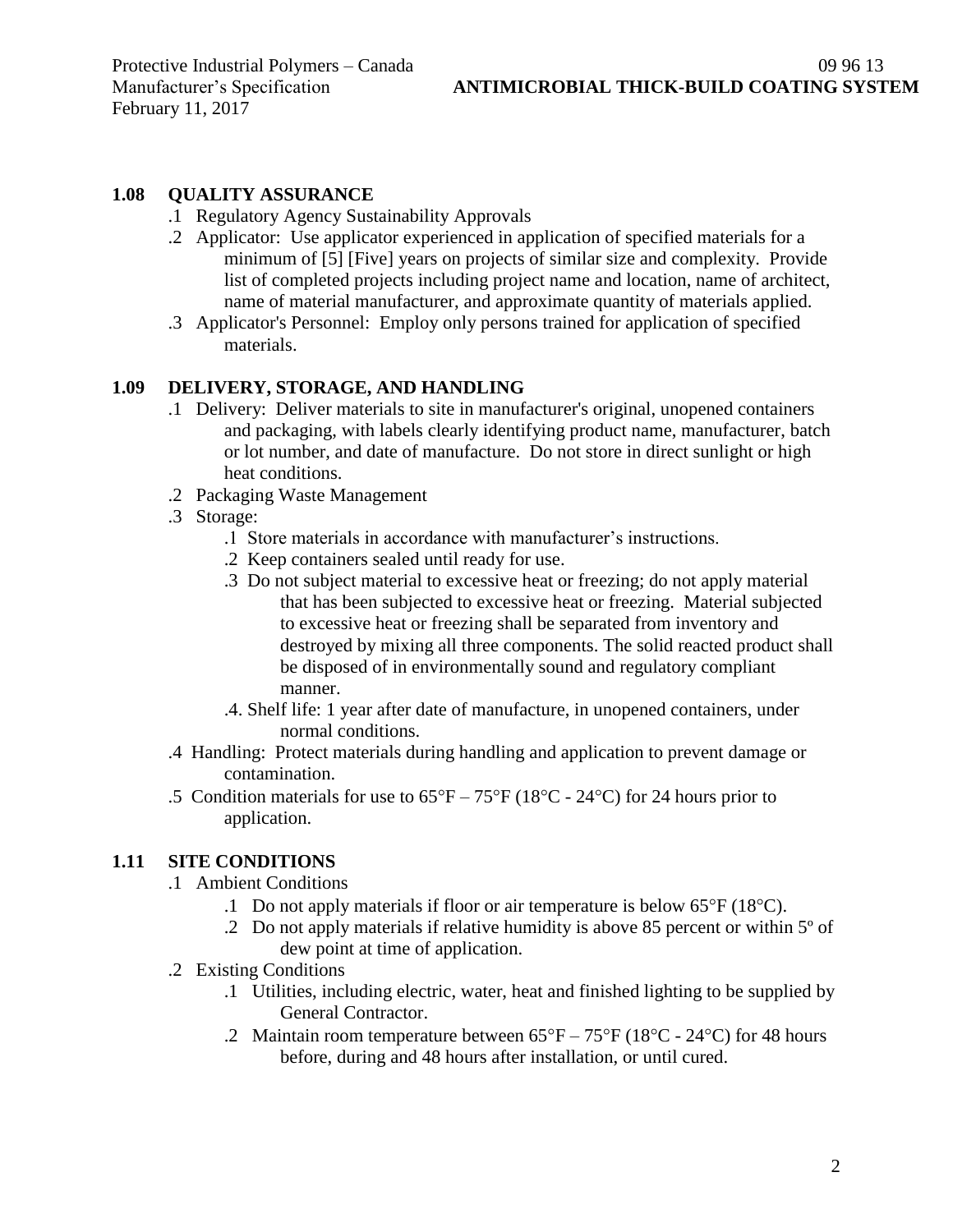## 1.08 QUALITY ASSURANCE

.1 Regulatory Agency Sustainability Approvals

.2 Applicator: Use applicator experienced in application of specified materials for a minimum of [5] [Five] years on projects of similar size and complexity. Provide list of completed projects including project name and location, name of architect, name of material manufacturer, and approximate quantity of materials applied.

.3 Applicator's Personnel: Employ only persons trained for application of specified materials.

## 1.09 DELIVERY, STORAGE, AND HANDLING

.1 Delivery: Deliver materials to site in manufacturer's original, unopened containers and packaging, with labels clearly identifying product name, manufacturer, batch or lot number, and date of manufacture. Do not store in direct sunlight or high heat conditions.

.2 Packaging Waste Management

.3 Storage:

- .1 Store materials in accordance with manufacturer's instructions.
- .2 Keep containers sealed until ready for use.
- .3 Do not subject material to excessive heat or freezing; do not apply material that has been subjected to excessive heat or freezing. Material subjected to excessive heat or freezing shall be separated from inventory and destroyed by mixing all three components. The solid reacted product shall be disposed of in environmentally sound and regulatory compliant manner.
- .4. Shelf life: 1 year after date of manufacture, in unopened containers, under normal conditions.

.4 Handling: Protect materials during handling and application to prevent damage or contamination.

.5 Condition materials for use to 65°F – 75°F (18°C - 24°C) for 24 hours prior to application.

## 1.11 SITE CONDITIONS

.1 Ambient Conditions

- .1 Do not apply materials if floor or air temperature is below 65°F (18°C).
- .2 Do not apply materials if relative humidity is above 85 percent or within 5º of dew point at time of application.

.2 Existing Conditions

- .1 Utilities, including electric, water, heat and finished lighting to be supplied by General Contractor.
- .2 Maintain room temperature between 65°F – 75°F (18°C - 24°C) for 48 hours before, during and 48 hours after installation, or until cured.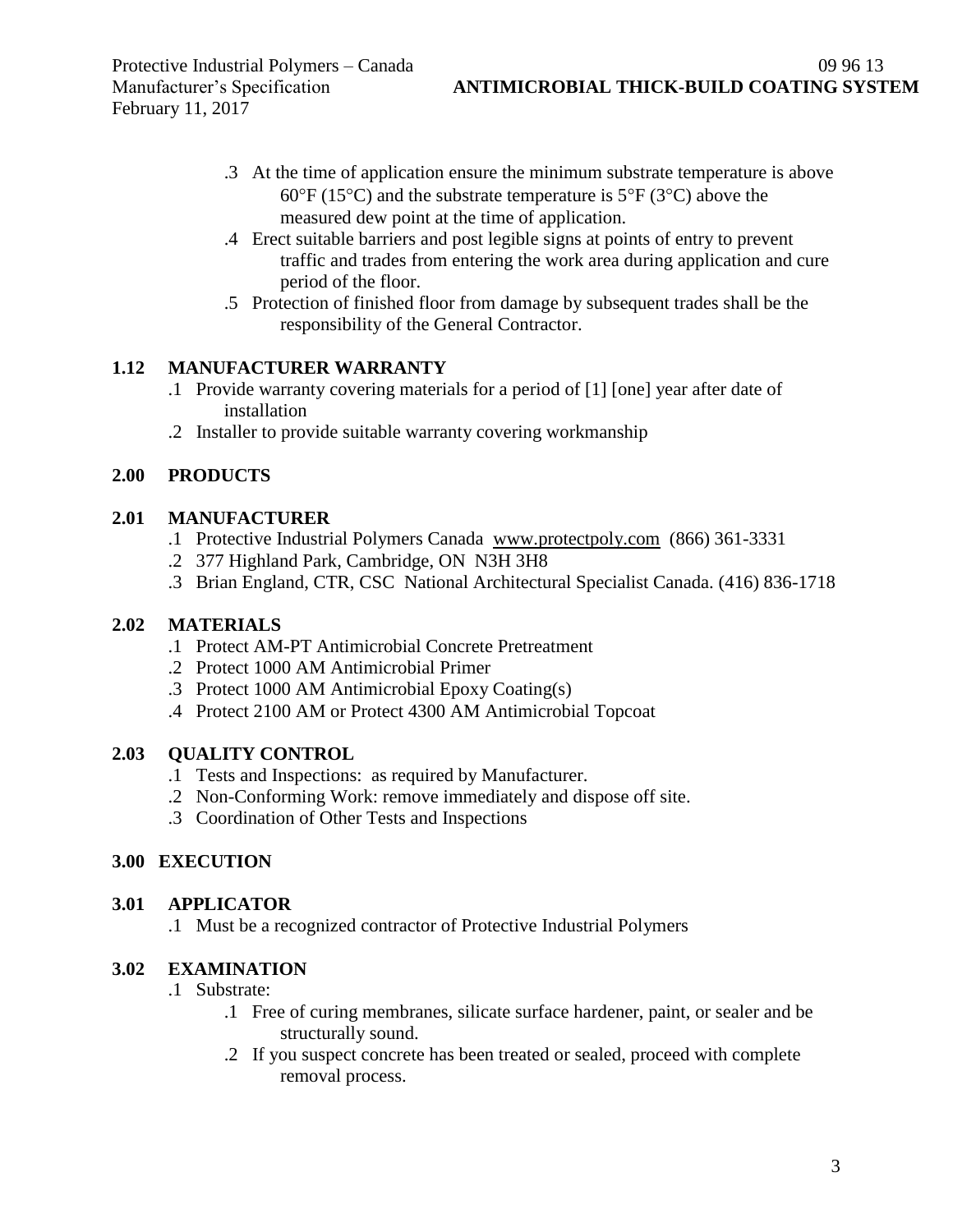.3 At the time of application ensure the minimum substrate temperature is above 60°F (15°C) and the substrate temperature is 5°F (3°C) above the measured dew point at the time of application.

.4 Erect suitable barriers and post legible signs at points of entry to prevent traffic and trades from entering the work area during application and cure period of the floor.

.5 Protection of finished floor from damage by subsequent trades shall be the responsibility of the General Contractor.

### 1.12 MANUFACTURER WARRANTY

.1 Provide warranty covering materials for a period of [1] [one] year after date of installation

.2 Installer to provide suitable warranty covering workmanship

## 2.00 PRODUCTS

### 2.01 MANUFACTURER

.1 Protective Industrial Polymers Canada www.protectpoly.com (866) 361-3331

.2 377 Highland Park, Cambridge, ON N3H 3H8

.3 Brian England, CTR, CSC National Architectural Specialist Canada. (416) 836-1718

### 2.02 MATERIALS

.1 Protect AM-PT Antimicrobial Concrete Pretreatment

.2 Protect 1000 AM Antimicrobial Primer

.3 Protect 1000 AM Antimicrobial Epoxy Coating(s)

.4 Protect 2100 AM or Protect 4300 AM Antimicrobial Topcoat

### 2.03 QUALITY CONTROL

.1 Tests and Inspections: as required by Manufacturer.

.2 Non-Conforming Work: remove immediately and dispose off site.

.3 Coordination of Other Tests and Inspections

## 3.00 EXECUTION

### 3.01 APPLICATOR

.1 Must be a recognized contractor of Protective Industrial Polymers

### 3.02 EXAMINATION

.1 Substrate:

  .1 Free of curing membranes, silicate surface hardener, paint, or sealer and be structurally sound.

  .2 If you suspect concrete has been treated or sealed, proceed with complete removal process.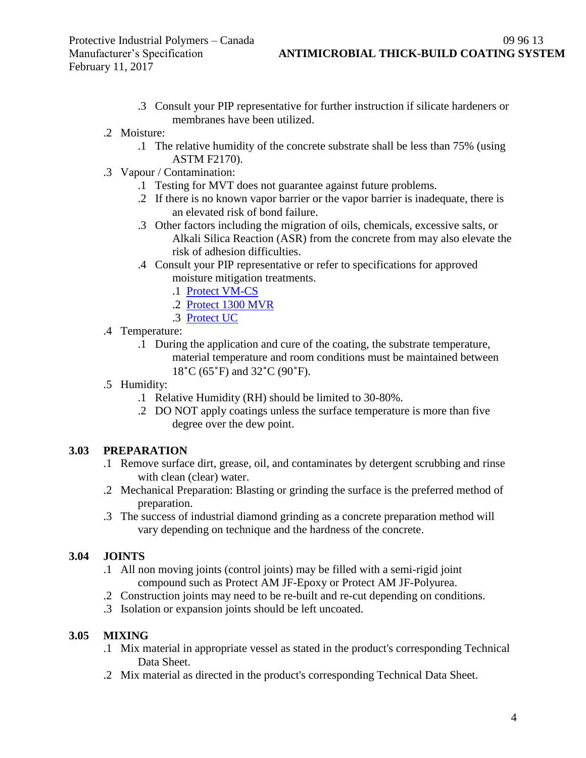.3 Consult your PIP representative for further instruction if silicate hardeners or membranes have been utilized.

.2 Moisture:

.1 The relative humidity of the concrete substrate shall be less than 75% (using ASTM F2170).

.3 Vapour / Contamination:

.1 Testing for MVT does not guarantee against future problems.

.2 If there is no known vapor barrier or the vapor barrier is inadequate, there is an elevated risk of bond failure.

.3 Other factors including the migration of oils, chemicals, excessive salts, or Alkali Silica Reaction (ASR) from the concrete from may also elevate the risk of adhesion difficulties.

.4 Consult your PIP representative or refer to specifications for approved moisture mitigation treatments.

.1 Protect VM-CS

.2 Protect 1300 MVR

.3 Protect UC

.4 Temperature:

.1 During the application and cure of the coating, the substrate temperature, material temperature and room conditions must be maintained between 18˚C (65˚F) and 32˚C (90˚F).

.5 Humidity:

.1 Relative Humidity (RH) should be limited to 30-80%.

.2 DO NOT apply coatings unless the surface temperature is more than five degree over the dew point.

## 3.03 PREPARATION

.1 Remove surface dirt, grease, oil, and contaminates by detergent scrubbing and rinse with clean (clear) water.

.2 Mechanical Preparation: Blasting or grinding the surface is the preferred method of preparation.

.3 The success of industrial diamond grinding as a concrete preparation method will vary depending on technique and the hardness of the concrete.

## 3.04 JOINTS

.1 All non moving joints (control joints) may be filled with a semi-rigid joint compound such as Protect AM JF-Epoxy or Protect AM JF-Polyurea.

.2 Construction joints may need to be re-built and re-cut depending on conditions.

.3 Isolation or expansion joints should be left uncoated.

## 3.05 MIXING

.1 Mix material in appropriate vessel as stated in the product's corresponding Technical Data Sheet.

.2 Mix material as directed in the product's corresponding Technical Data Sheet.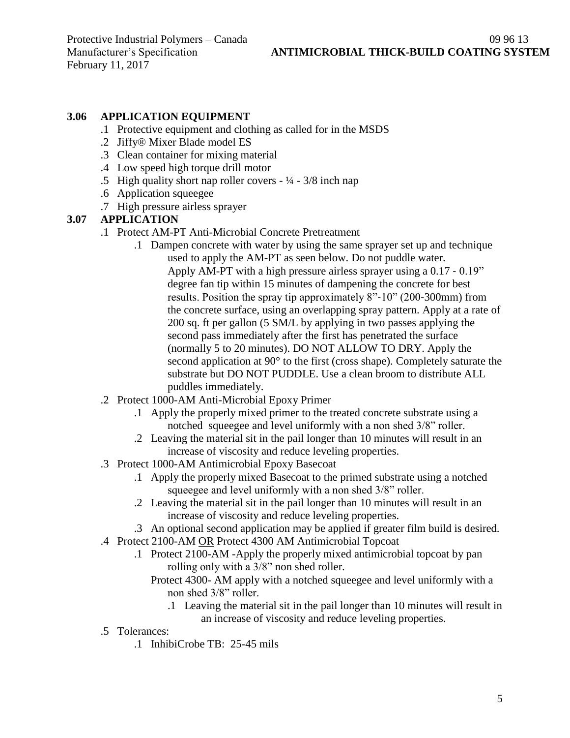### 3.06 APPLICATION EQUIPMENT

- .1 Protective equipment and clothing as called for in the MSDS
- .2 Jiffy® Mixer Blade model ES
- .3 Clean container for mixing material
- .4 Low speed high torque drill motor
- .5 High quality short nap roller covers - ¼ - 3/8 inch nap
- .6 Application squeegee
- .7 High pressure airless sprayer

### 3.07 APPLICATION

- .1 Protect AM-PT Anti-Microbial Concrete Pretreatment
  - .1 Dampen concrete with water by using the same sprayer set up and technique used to apply the AM-PT as seen below. Do not puddle water. Apply AM-PT with a high pressure airless sprayer using a 0.17 - 0.19" degree fan tip within 15 minutes of dampening the concrete for best results. Position the spray tip approximately 8"-10" (200-300mm) from the concrete surface, using an overlapping spray pattern. Apply at a rate of 200 sq. ft per gallon (5 SM/L by applying in two passes applying the second pass immediately after the first has penetrated the surface (normally 5 to 20 minutes). DO NOT ALLOW TO DRY. Apply the second application at 90° to the first (cross shape). Completely saturate the substrate but DO NOT PUDDLE. Use a clean broom to distribute ALL puddles immediately.
- .2 Protect 1000-AM Anti-Microbial Epoxy Primer
  - .1 Apply the properly mixed primer to the treated concrete substrate using a notched squeegee and level uniformly with a non shed 3/8" roller.
  - .2 Leaving the material sit in the pail longer than 10 minutes will result in an increase of viscosity and reduce leveling properties.
- .3 Protect 1000-AM Antimicrobial Epoxy Basecoat
  - .1 Apply the properly mixed Basecoat to the primed substrate using a notched squeegee and level uniformly with a non shed 3/8" roller.
  - .2 Leaving the material sit in the pail longer than 10 minutes will result in an increase of viscosity and reduce leveling properties.
  - .3 An optional second application may be applied if greater film build is desired.
- .4 Protect 2100-AM <u>OR</u> Protect 4300 AM Antimicrobial Topcoat
  - .1 Protect 2100-AM -Apply the properly mixed antimicrobial topcoat by pan rolling only with a 3/8" non shed roller.

    Protect 4300- AM apply with a notched squeegee and level uniformly with a non shed 3/8" roller.
    - .1 Leaving the material sit in the pail longer than 10 minutes will result in an increase of viscosity and reduce leveling properties.
- .5 Tolerances:
  - .1 InhibiCrobe TB: 25-45 mils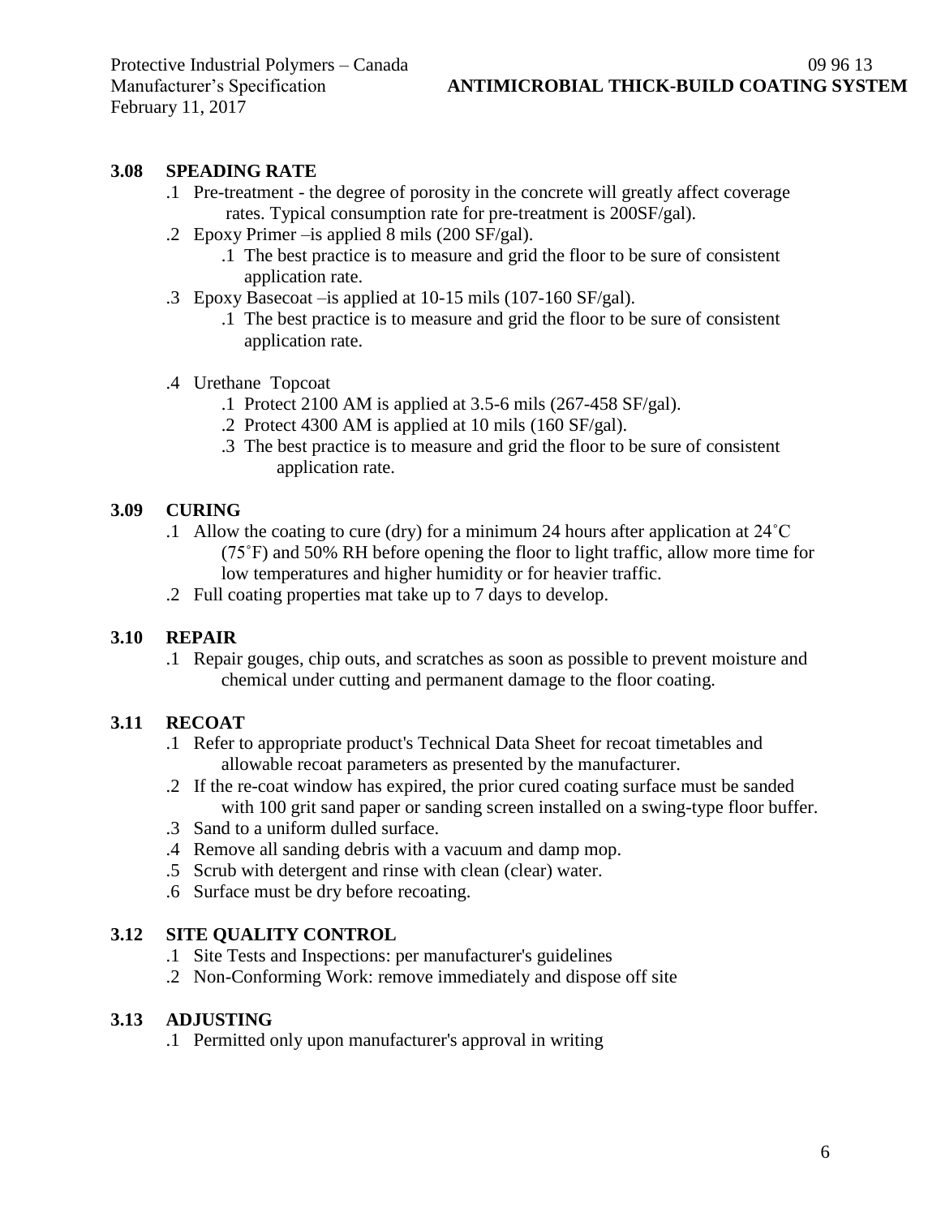### 3.08 SPEADING RATE

.1 Pre-treatment - the degree of porosity in the concrete will greatly affect coverage rates. Typical consumption rate for pre-treatment is 200SF/gal).

.2 Epoxy Primer –is applied 8 mils (200 SF/gal).

  .1 The best practice is to measure and grid the floor to be sure of consistent application rate.

.3 Epoxy Basecoat –is applied at 10-15 mils (107-160 SF/gal).

  .1 The best practice is to measure and grid the floor to be sure of consistent application rate.

.4 Urethane Topcoat

  .1 Protect 2100 AM is applied at 3.5-6 mils (267-458 SF/gal).

  .2 Protect 4300 AM is applied at 10 mils (160 SF/gal).

  .3 The best practice is to measure and grid the floor to be sure of consistent application rate.

### 3.09 CURING

.1 Allow the coating to cure (dry) for a minimum 24 hours after application at 24˚C (75˚F) and 50% RH before opening the floor to light traffic, allow more time for low temperatures and higher humidity or for heavier traffic.

.2 Full coating properties mat take up to 7 days to develop.

### 3.10 REPAIR

.1 Repair gouges, chip outs, and scratches as soon as possible to prevent moisture and chemical under cutting and permanent damage to the floor coating.

### 3.11 RECOAT

.1 Refer to appropriate product's Technical Data Sheet for recoat timetables and allowable recoat parameters as presented by the manufacturer.

.2 If the re-coat window has expired, the prior cured coating surface must be sanded with 100 grit sand paper or sanding screen installed on a swing-type floor buffer.

.3 Sand to a uniform dulled surface.

.4 Remove all sanding debris with a vacuum and damp mop.

.5 Scrub with detergent and rinse with clean (clear) water.

.6 Surface must be dry before recoating.

### 3.12 SITE QUALITY CONTROL

.1 Site Tests and Inspections: per manufacturer's guidelines

.2 Non-Conforming Work: remove immediately and dispose off site

### 3.13 ADJUSTING

.1 Permitted only upon manufacturer's approval in writing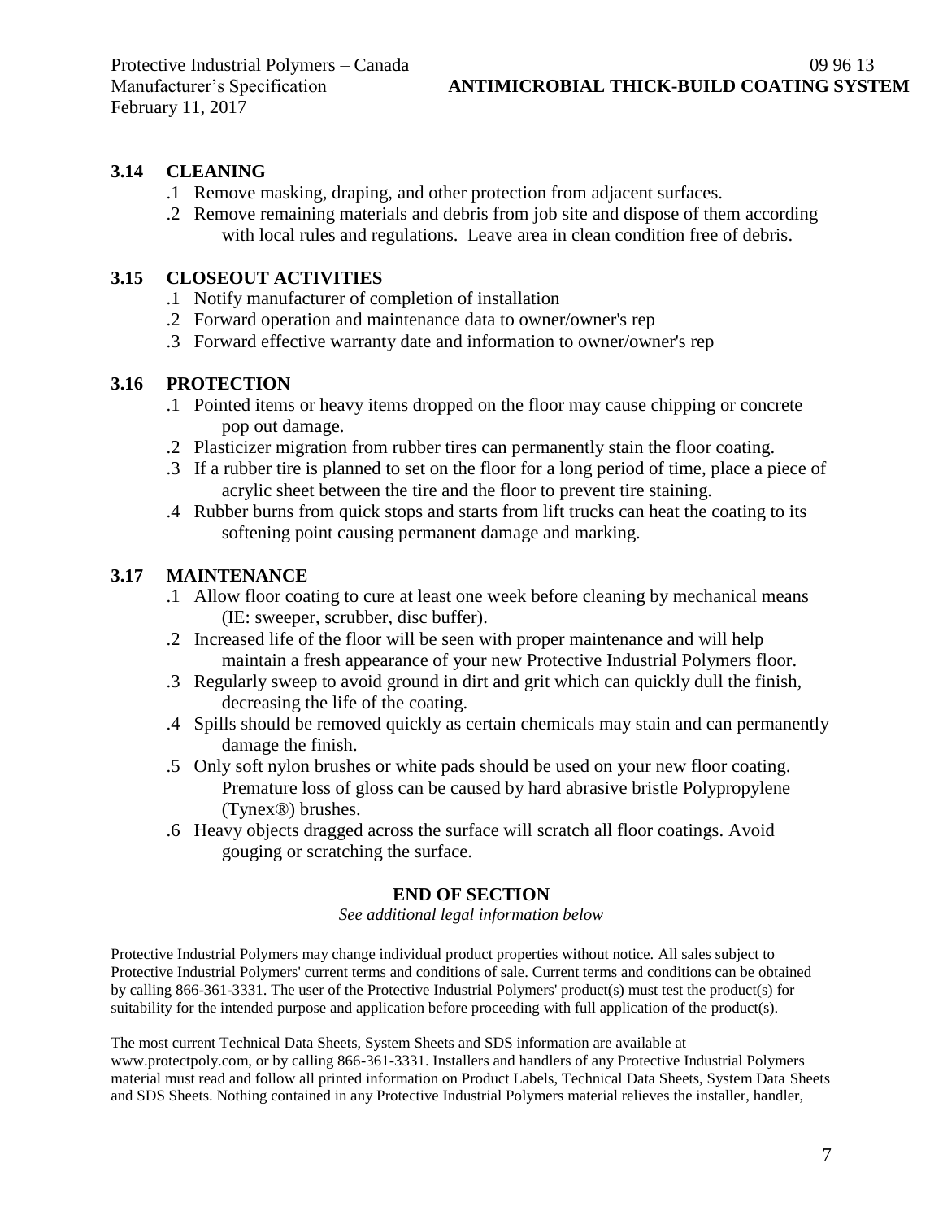### 3.14 CLEANING

.1 Remove masking, draping, and other protection from adjacent surfaces.

.2 Remove remaining materials and debris from job site and dispose of them according with local rules and regulations. Leave area in clean condition free of debris.

### 3.15 CLOSEOUT ACTIVITIES

.1 Notify manufacturer of completion of installation

.2 Forward operation and maintenance data to owner/owner's rep

.3 Forward effective warranty date and information to owner/owner's rep

### 3.16 PROTECTION

.1 Pointed items or heavy items dropped on the floor may cause chipping or concrete pop out damage.

.2 Plasticizer migration from rubber tires can permanently stain the floor coating.

.3 If a rubber tire is planned to set on the floor for a long period of time, place a piece of acrylic sheet between the tire and the floor to prevent tire staining.

.4 Rubber burns from quick stops and starts from lift trucks can heat the coating to its softening point causing permanent damage and marking.

### 3.17 MAINTENANCE

.1 Allow floor coating to cure at least one week before cleaning by mechanical means (IE: sweeper, scrubber, disc buffer).

.2 Increased life of the floor will be seen with proper maintenance and will help maintain a fresh appearance of your new Protective Industrial Polymers floor.

.3 Regularly sweep to avoid ground in dirt and grit which can quickly dull the finish, decreasing the life of the coating.

.4 Spills should be removed quickly as certain chemicals may stain and can permanently damage the finish.

.5 Only soft nylon brushes or white pads should be used on your new floor coating. Premature loss of gloss can be caused by hard abrasive bristle Polypropylene (Tynex®) brushes.

.6 Heavy objects dragged across the surface will scratch all floor coatings. Avoid gouging or scratching the surface.

**END OF SECTION**

*See additional legal information below*

Protective Industrial Polymers may change individual product properties without notice. All sales subject to Protective Industrial Polymers' current terms and conditions of sale. Current terms and conditions can be obtained by calling 866-361-3331. The user of the Protective Industrial Polymers' product(s) must test the product(s) for suitability for the intended purpose and application before proceeding with full application of the product(s).

The most current Technical Data Sheets, System Sheets and SDS information are available at www.protectpoly.com, or by calling 866-361-3331. Installers and handlers of any Protective Industrial Polymers material must read and follow all printed information on Product Labels, Technical Data Sheets, System Data Sheets and SDS Sheets. Nothing contained in any Protective Industrial Polymers material relieves the installer, handler,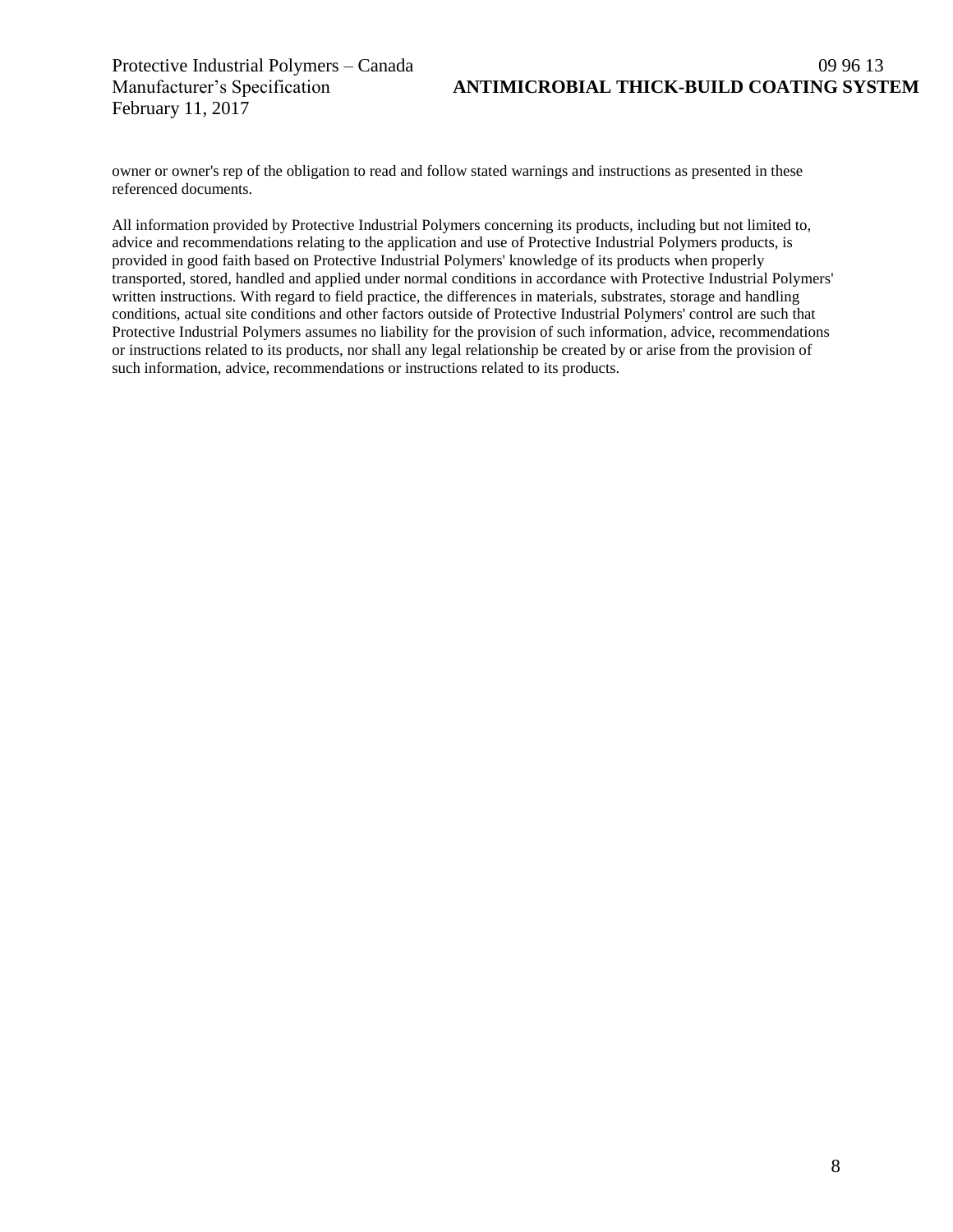owner or owner's rep of the obligation to read and follow stated warnings and instructions as presented in these referenced documents.

All information provided by Protective Industrial Polymers concerning its products, including but not limited to, advice and recommendations relating to the application and use of Protective Industrial Polymers products, is provided in good faith based on Protective Industrial Polymers' knowledge of its products when properly transported, stored, handled and applied under normal conditions in accordance with Protective Industrial Polymers' written instructions. With regard to field practice, the differences in materials, substrates, storage and handling conditions, actual site conditions and other factors outside of Protective Industrial Polymers' control are such that Protective Industrial Polymers assumes no liability for the provision of such information, advice, recommendations or instructions related to its products, nor shall any legal relationship be created by or arise from the provision of such information, advice, recommendations or instructions related to its products.